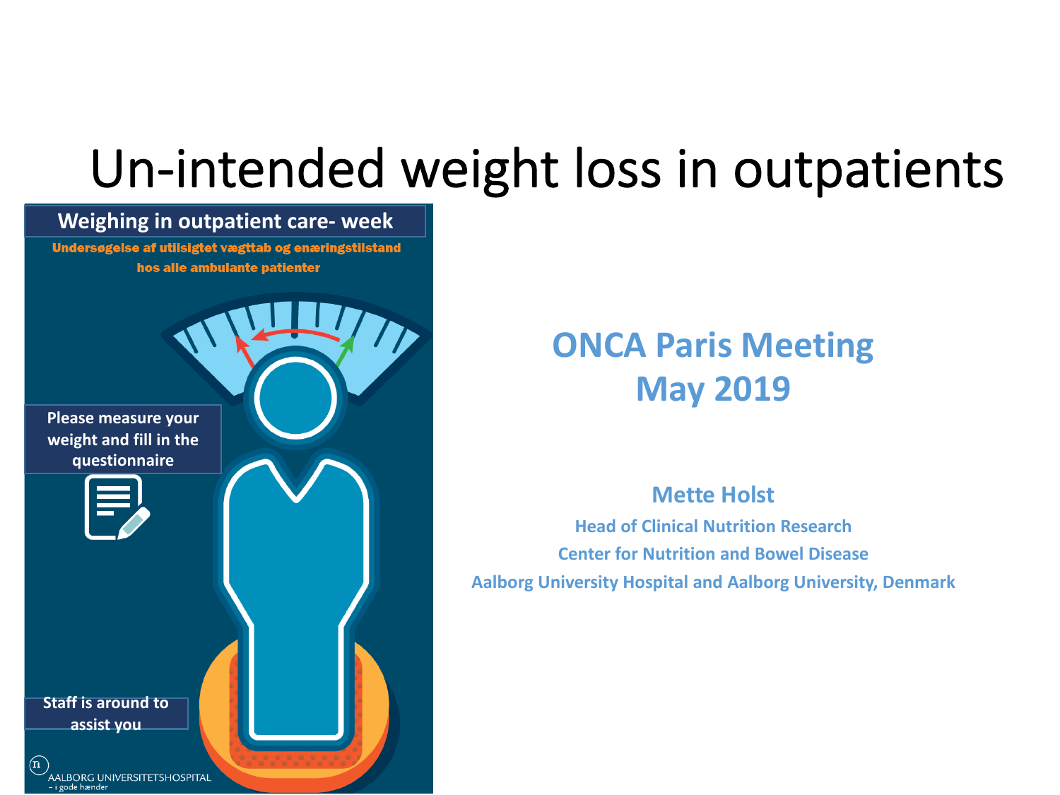# Un-intended weight loss in outpatients

**Weighing in outpatient care- week**

**Undersøgelse af utilsigtet vægttab og enæringstilstand hos alle ambulante patienter**

**Please measure your weight and fill in the questionnaire**

**Staff is around to assist you**

AALBORG UNIVERSITETSHOSPITAL
– i gode hænder

## ONCA Paris Meeting
## May 2019

**Mette Holst**

**Head of Clinical Nutrition Research**

**Center for Nutrition and Bowel Disease**

**Aalborg University Hospital and Aalborg University, Denmark**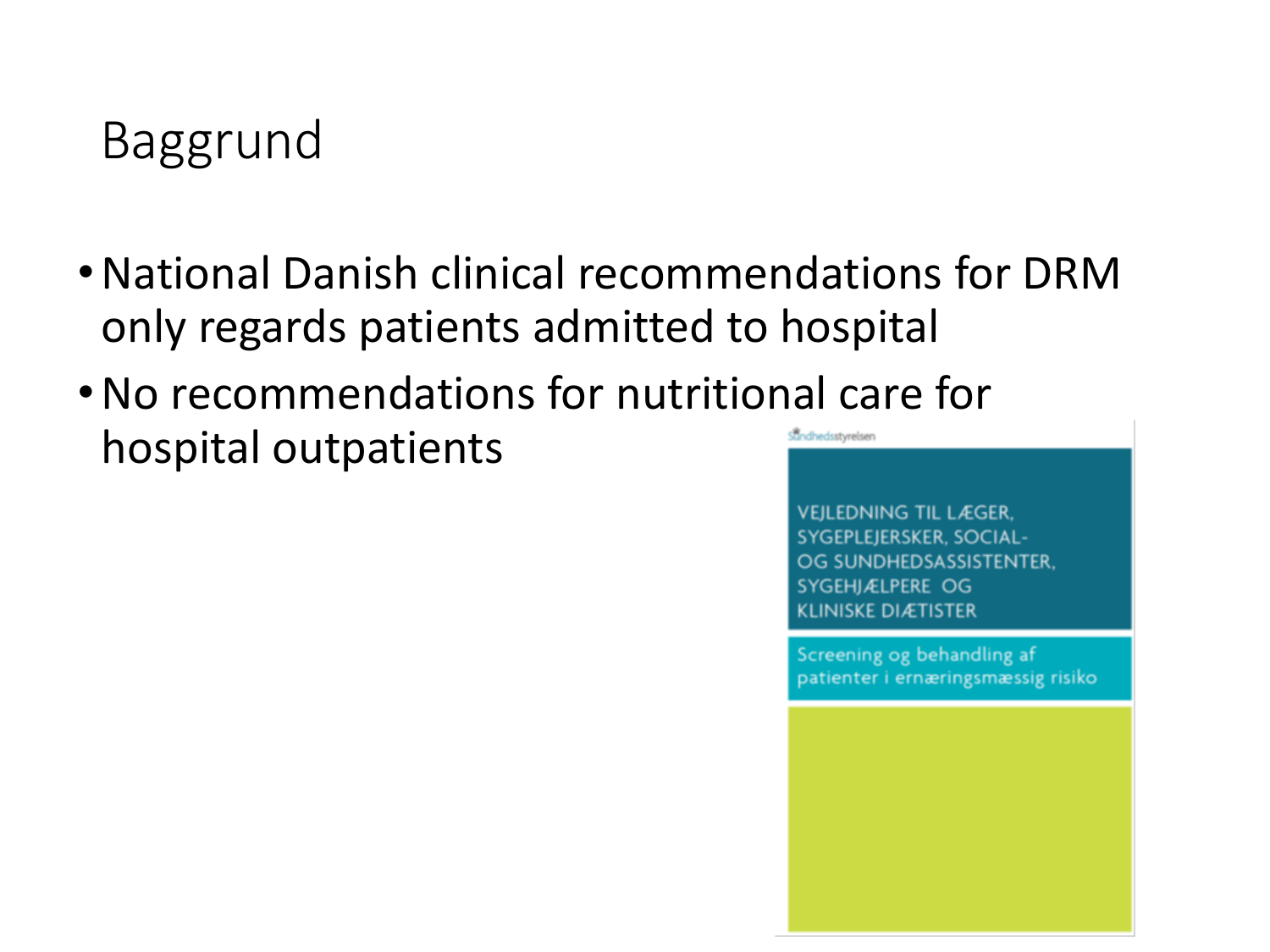# Baggrund

- National Danish clinical recommendations for DRM only regards patients admitted to hospital
- No recommendations for nutritional care for hospital outpatients

Sundhedsstyrelsen

VEJLEDNING TIL LÆGER, SYGEPLEJERSKER, SOCIAL- OG SUNDHEDSASSISTENTER, SYGEHJÆLPERE OG KLINISKE DIÆTISTER

Screening og behandling af patienter i ernæringsmæssig risiko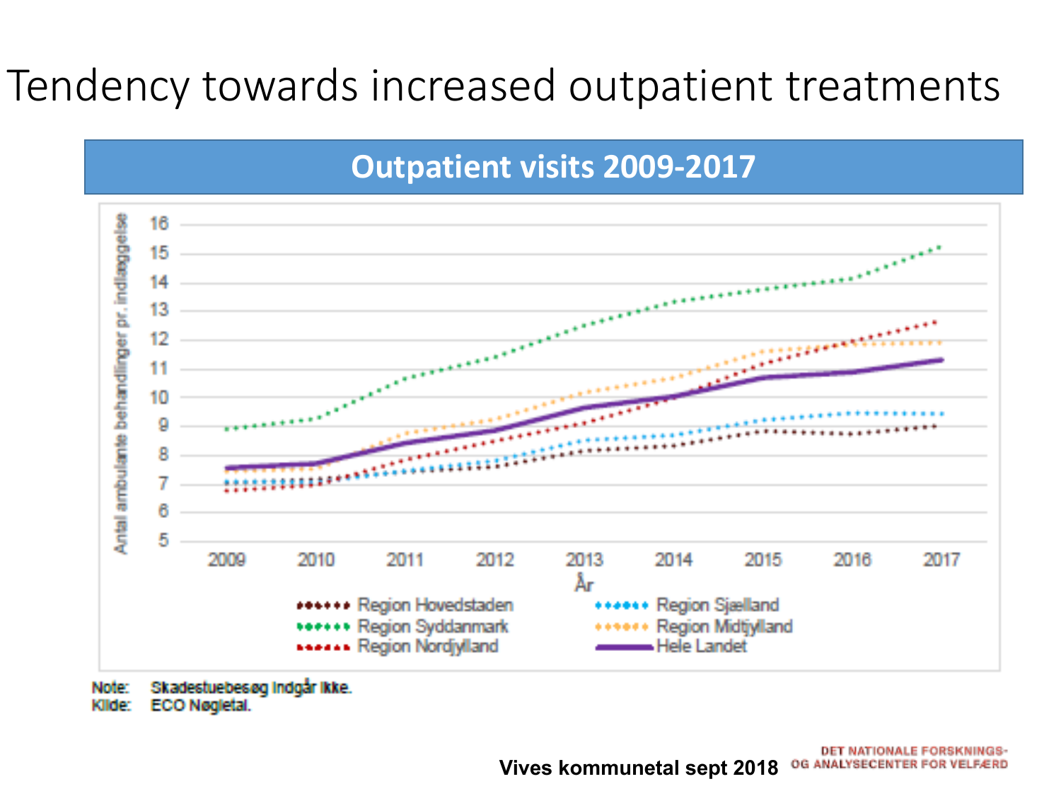# Tendency towards increased outpatient treatments

## Outpatient visits 2009-2017

Antal ambulante behandlinger pr. indlæggelse

16
15
14
13
12
11
10
9
8
7
6
5

2009 2010 2011 2012 2013 2014 2015 2016 2017

År

- Region Hovedstaden
- Region Syddanmark
- Region Nordjylland
- Region Sjælland
- Region Midtjylland
- Hele Landet

Note: Skadestuebesøg indgår ikke.
Kilde: ECO Nøgletal.

**Vives kommunetal sept 2018**

DET NATIONALE FORSKNINGS- OG ANALYSECENTER FOR VELFÆRD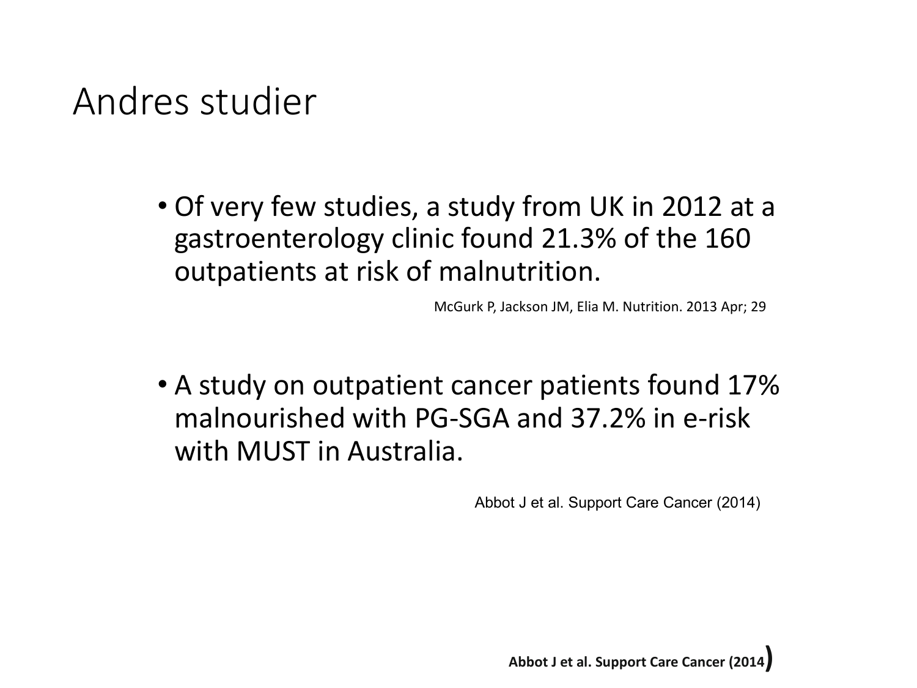# Andres studier

- Of very few studies, a study from UK in 2012 at a gastroenterology clinic found 21.3% of the 160 outpatients at risk of malnutrition.

McGurk P, Jackson JM, Elia M. Nutrition. 2013 Apr; 29

- A study on outpatient cancer patients found 17% malnourished with PG-SGA and 37.2% in e-risk with MUST in Australia.

Abbot J et al. Support Care Cancer (2014)

**Abbot J et al. Support Care Cancer (2014)**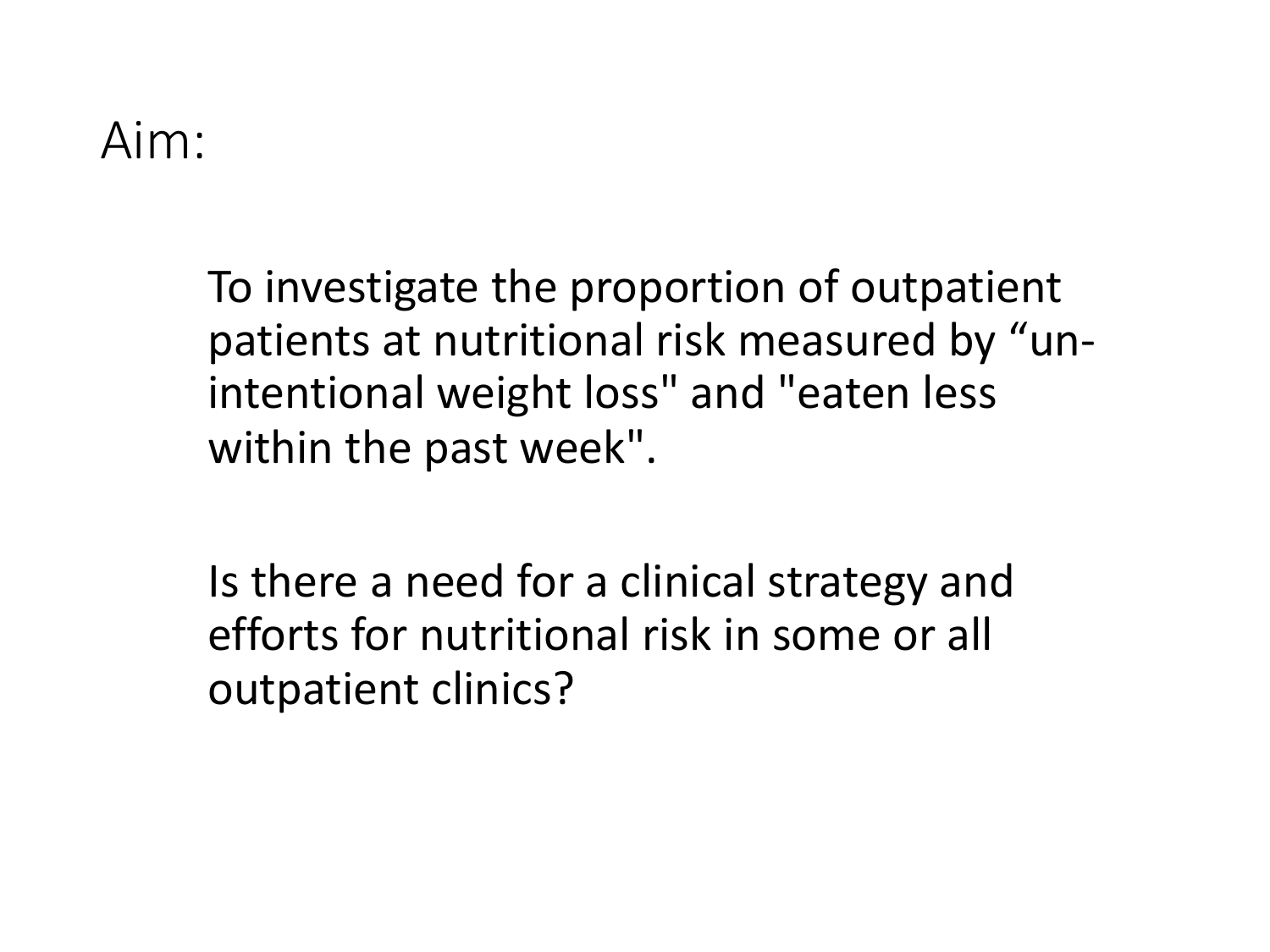# Aim:

To investigate the proportion of outpatient patients at nutritional risk measured by “un-intentional weight loss" and "eaten less within the past week".

Is there a need for a clinical strategy and efforts for nutritional risk in some or all outpatient clinics?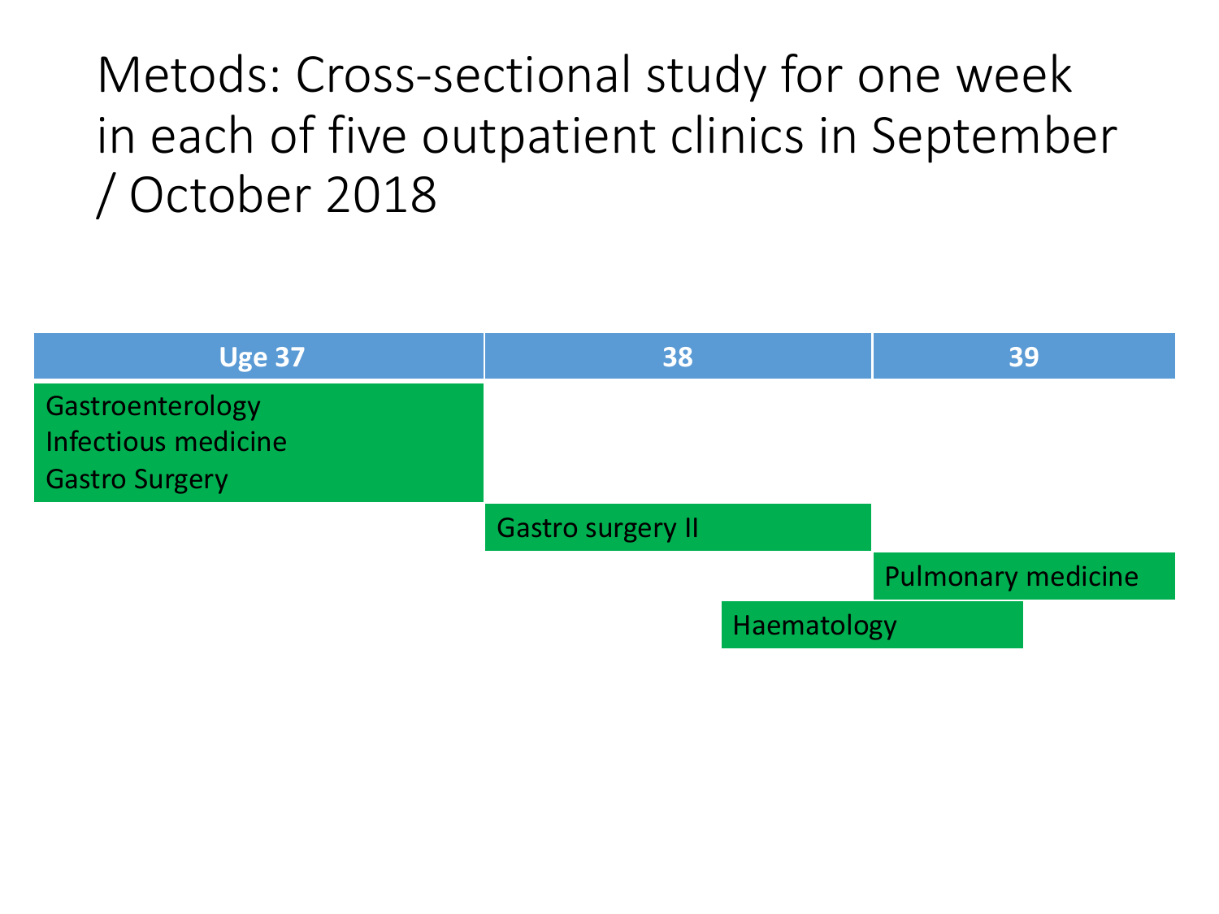# Metods: Cross-sectional study for one week in each of five outpatient clinics in September / October 2018

| Uge 37 | 38 | 39 |
| --- | --- | --- |
| Gastroenterology<br>Infectious medicine<br>Gastro Surgery | | |
| | Gastro surgery II | |
| | | Pulmonary medicine |
| | Haematology | Haematology |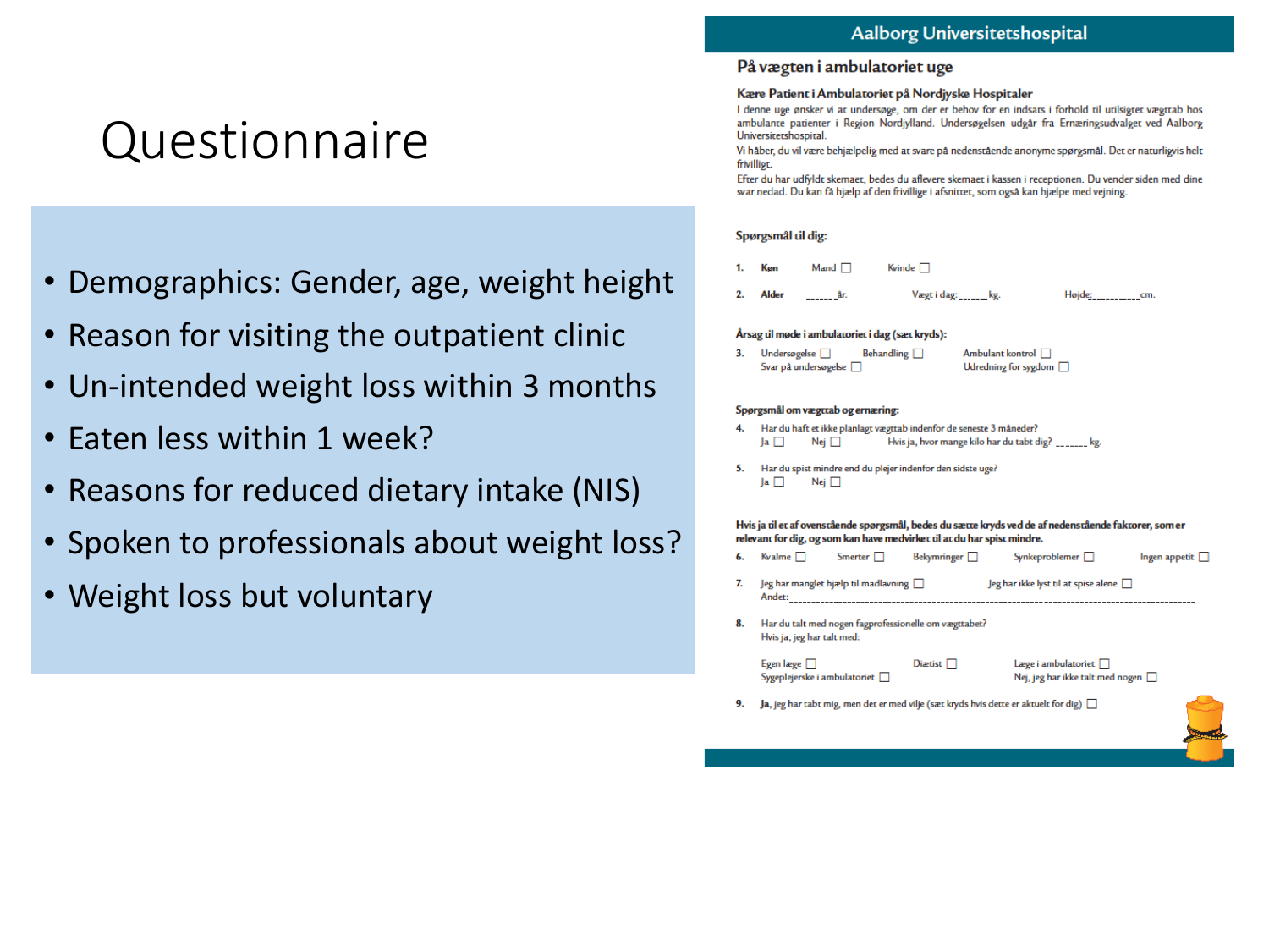# Questionnaire

- Demographics: Gender, age, weight height
- Reason for visiting the outpatient clinic
- Un-intended weight loss within 3 months
- Eaten less within 1 week?
- Reasons for reduced dietary intake (NIS)
- Spoken to professionals about weight loss?
- Weight loss but voluntary

## Aalborg Universitetshospital

### På vægten i ambulatoriet uge

**Kære Patient i Ambulatoriet på Nordjyske Hospitaler**

I denne uge ønsker vi at undersøge, om der er behov for en indsats i forhold til utilsigtet vægttab hos ambulante patienter i Region Nordjylland. Undersøgelsen udgår fra Ernæringsudvalget ved Aalborg Universitetshospital.

Vi håber, du vil være behjælpelig med at svare på nedenstående anonyme spørgsmål. Det er naturligvis helt frivilligt.

Efter du har udfyldt skemaet, bedes du aflevere skemaet i kassen i receptionen. Du vender siden med dine svar nedad. Du kan få hjælp af den frivillige i afsnittet, som også kan hjælpe med vejning.

**Spørgsmål til dig:**

1. **Køn** Mand ☐ Kvinde ☐
2. **Alder** ______år. Vægt i dag:______kg. Højde:__________cm.

**Årsag til møde i ambulatoriet i dag (sæt kryds):**

3. Undersøgelse ☐ Behandling ☐ Ambulant kontrol ☐ Svar på undersøgelse ☐ Udredning for sygdom ☐

**Spørgsmål om vægttab og ernæring:**

4. Har du haft et ikke planlagt vægttab indenfor de seneste 3 måneder?
   Ja ☐ Nej ☐ Hvis ja, hvor mange kilo har du tabt dig? ______ kg.
5. Har du spist mindre end du plejer indenfor den sidste uge?
   Ja ☐ Nej ☐

**Hvis ja til et af ovenstående spørgsmål, bedes du sætte kryds ved de af nedenstående faktorer, som er relevant for dig, og som kan have medvirket til at du har spist mindre.**

6. Kvalme ☐ Smerter ☐ Bekymringer ☐ Synkeproblemer ☐ Ingen appetit ☐
7. Jeg har manglet hjælp til madlavning ☐ Jeg har ikke lyst til at spise alene ☐
   Andet:______________________________
8. Har du talt med nogen fagprofessionelle om vægttabet?
   Hvis ja, jeg har talt med:
   Egen læge ☐ Diætist ☐ Læge i ambulatoriet ☐
   Sygeplejerske i ambulatoriet ☐ Nej, jeg har ikke talt med nogen ☐
9. **Ja**, jeg har tabt mig, men det er med vilje (sæt kryds hvis dette er aktuelt for dig) ☐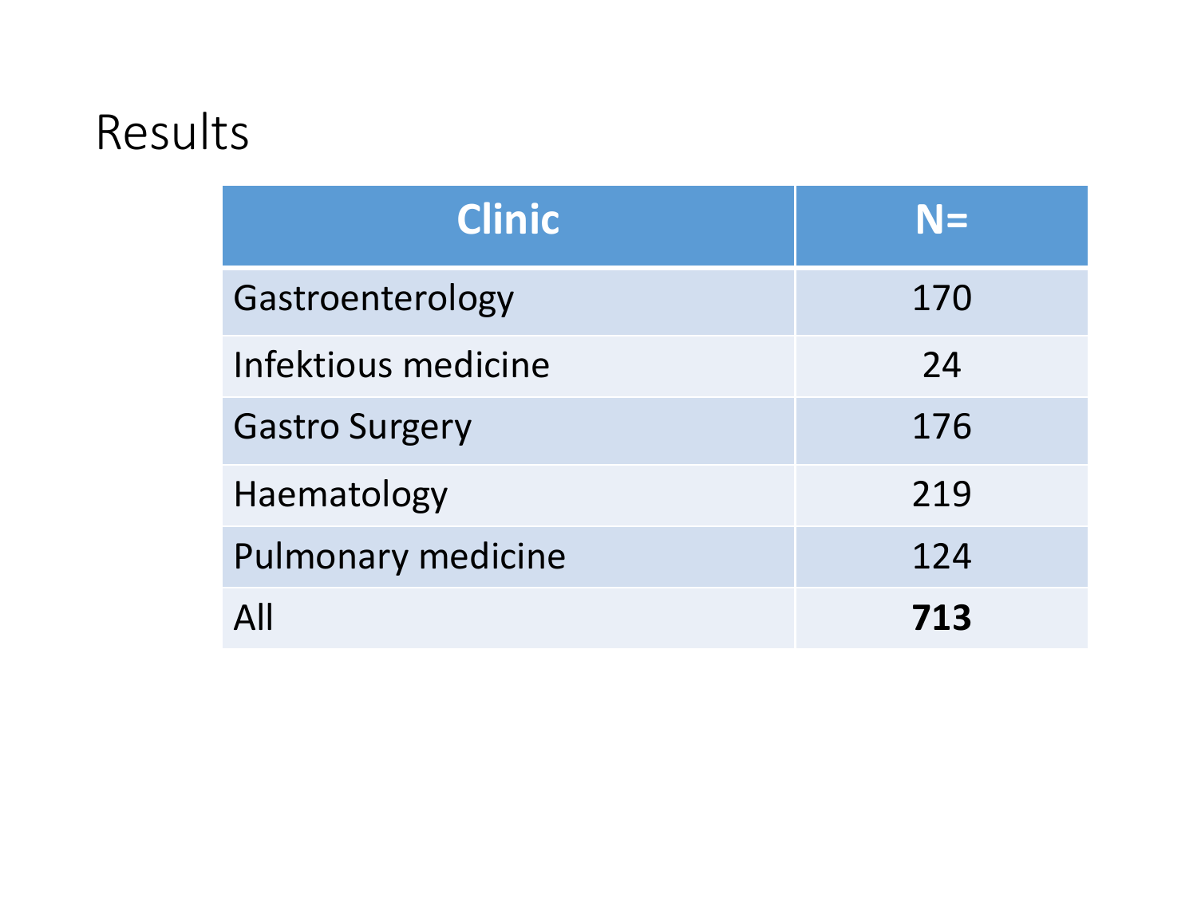# Results

| Clinic | N= |
| --- | --- |
| Gastroenterology | 170 |
| Infektious medicine | 24 |
| Gastro Surgery | 176 |
| Haematology | 219 |
| Pulmonary medicine | 124 |
| All | **713** |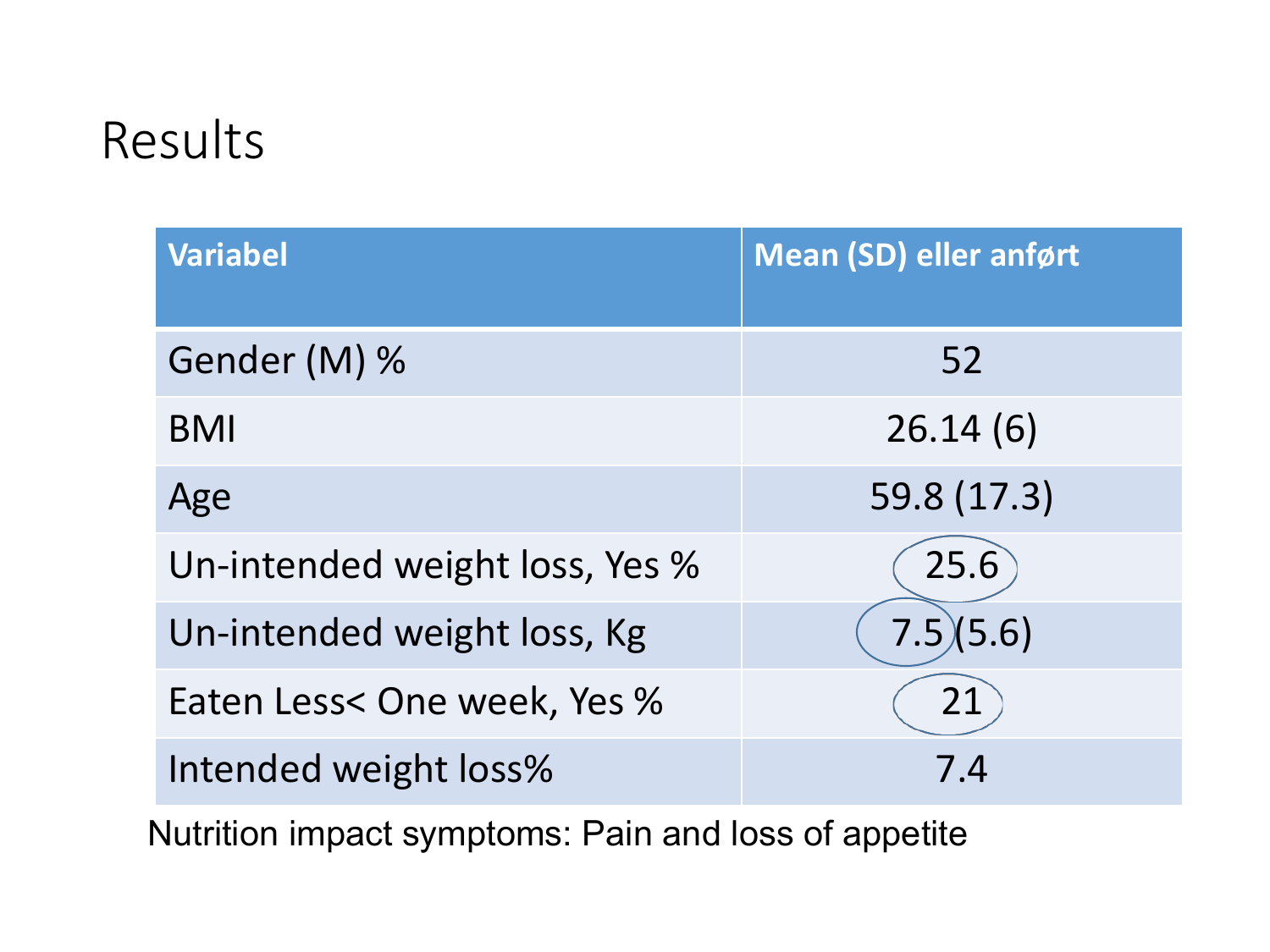# Results

| Variabel | Mean (SD) eller anført |
|---|---|
| Gender (M) % | 52 |
| BMI | 26.14 (6) |
| Age | 59.8 (17.3) |
| Un-intended weight loss, Yes % | 25.6 |
| Un-intended weight loss, Kg | 7.5 (5.6) |
| Eaten Less< One week, Yes % | 21 |
| Intended weight loss% | 7.4 |

Nutrition impact symptoms: Pain and loss of appetite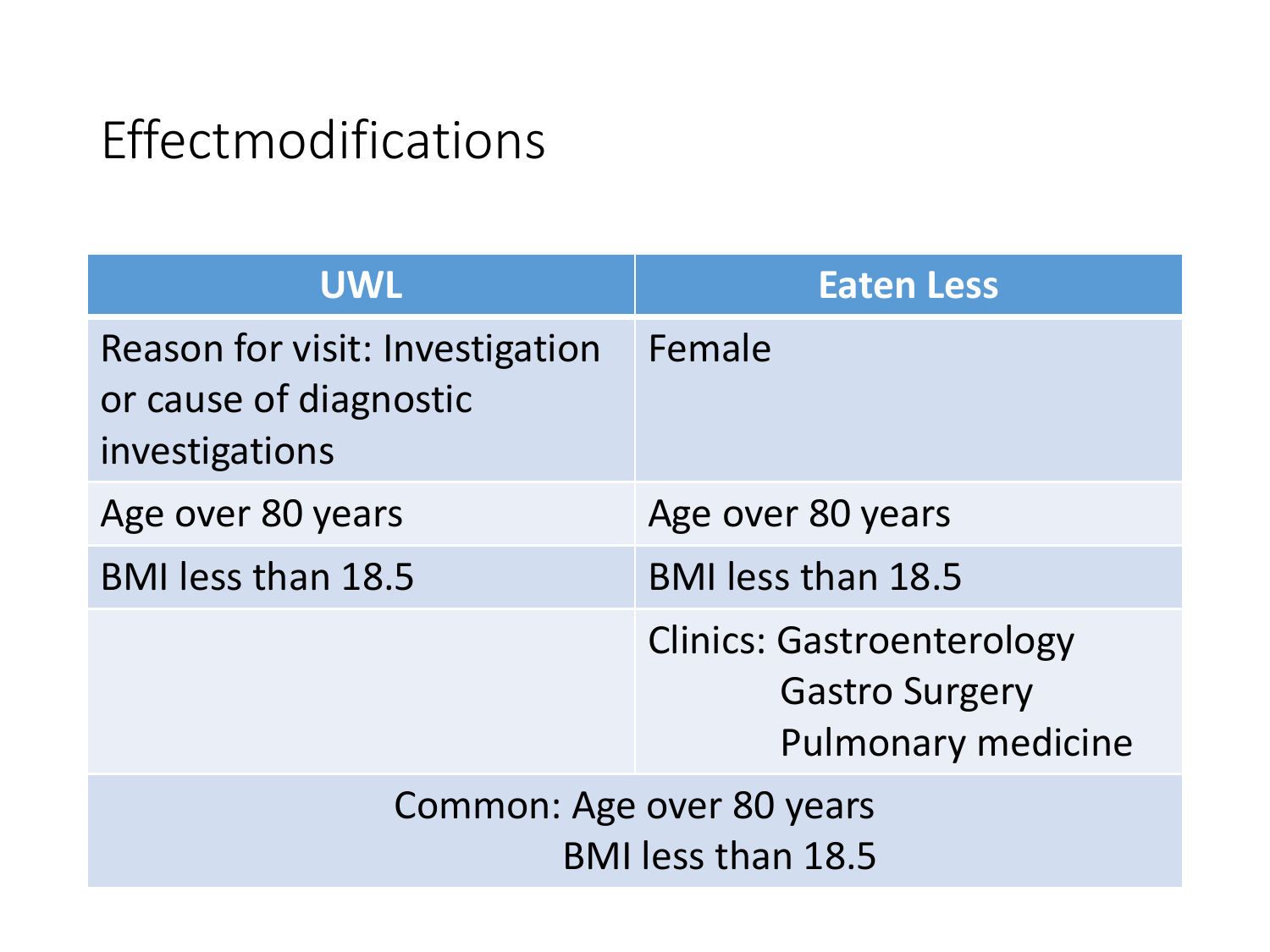# Effectmodifications

| UWL | Eaten Less |
|---|---|
| Reason for visit: Investigation or cause of diagnostic investigations | Female |
| Age over 80 years | Age over 80 years |
| BMI less than 18.5 | BMI less than 18.5 |
| | Clinics: Gastroenterology<br>Gastro Surgery<br>Pulmonary medicine |
| Common: Age over 80 years<br>BMI less than 18.5 | |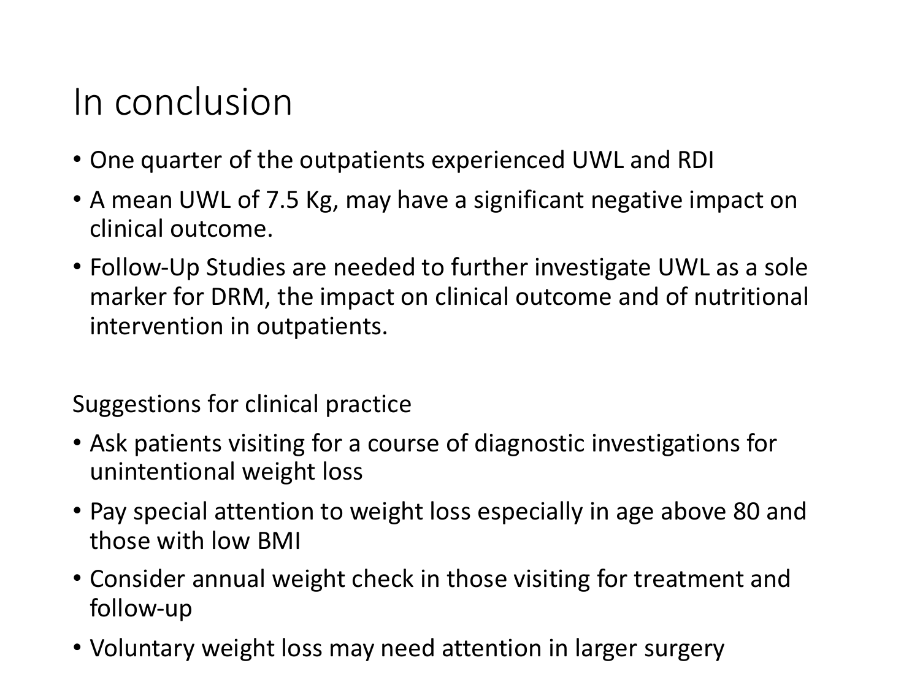# In conclusion

- One quarter of the outpatients experienced UWL and RDI
- A mean UWL of 7.5 Kg, may have a significant negative impact on clinical outcome.
- Follow-Up Studies are needed to further investigate UWL as a sole marker for DRM, the impact on clinical outcome and of nutritional intervention in outpatients.

Suggestions for clinical practice

- Ask patients visiting for a course of diagnostic investigations for unintentional weight loss
- Pay special attention to weight loss especially in age above 80 and those with low BMI
- Consider annual weight check in those visiting for treatment and follow-up
- Voluntary weight loss may need attention in larger surgery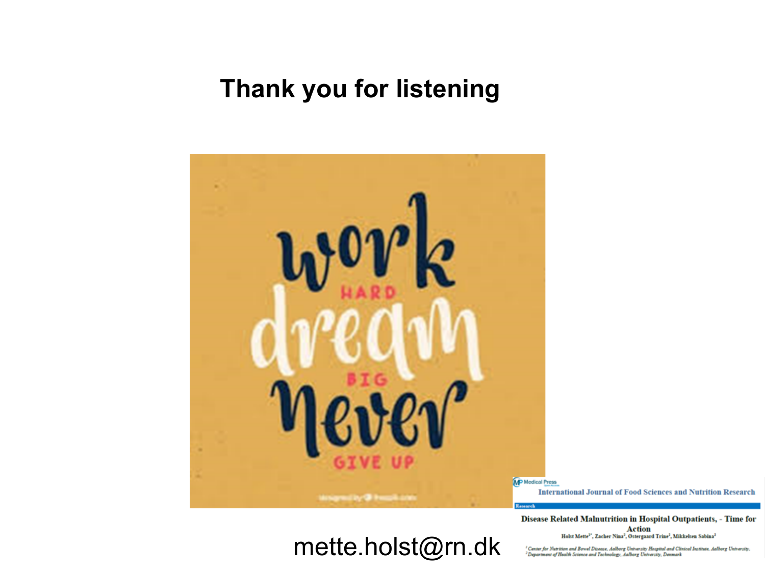**Thank you for listening**

work HARD dream BIG never GIVE UP

mette.holst@rn.dk

Medical Press
International Journal of Food Sciences and Nutrition Research
Research
Disease Related Malnutrition in Hospital Outpatients, - Time for Action
Holst Mette[1*], Zacher Nina[2], Ostergaard Trine[2], Mikkelsen Sabina[2]
[1] Center for Nutrition and Bowel Disease, Aalborg University Hospital and Clinical Institute, Aalborg University,
[2] Department of Health Science and Technology, Aalborg University, Denmark